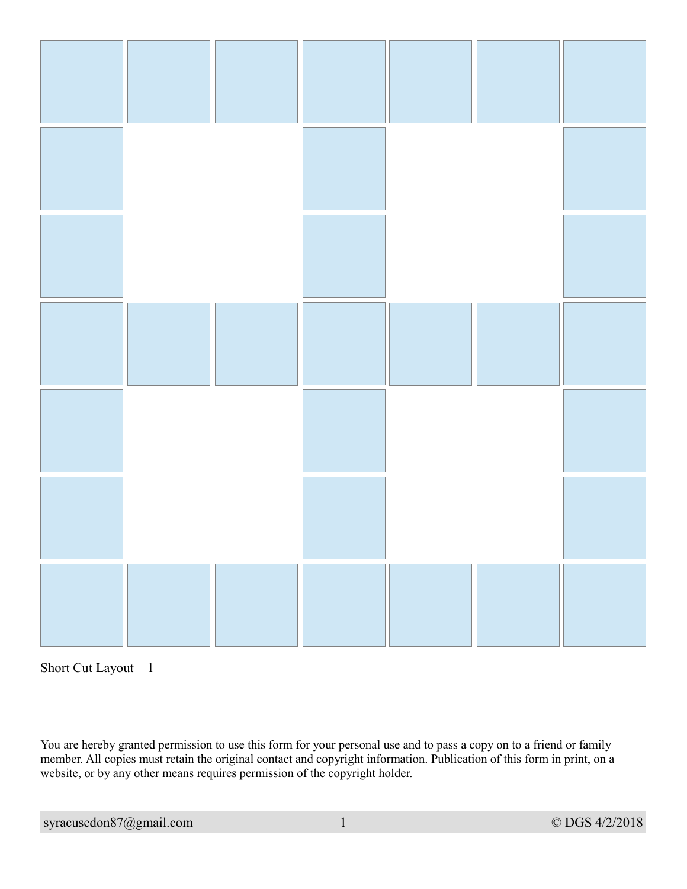Short Cut Layout – 1

You are hereby granted permission to use this form for your personal use and to pass a copy on to a friend or family member. All copies must retain the original contact and copyright information. Publication of this form in print, on a website, or by any other means requires permission of the copyright holder.

syracusedon87@gmail.com © DGS 4/2/2018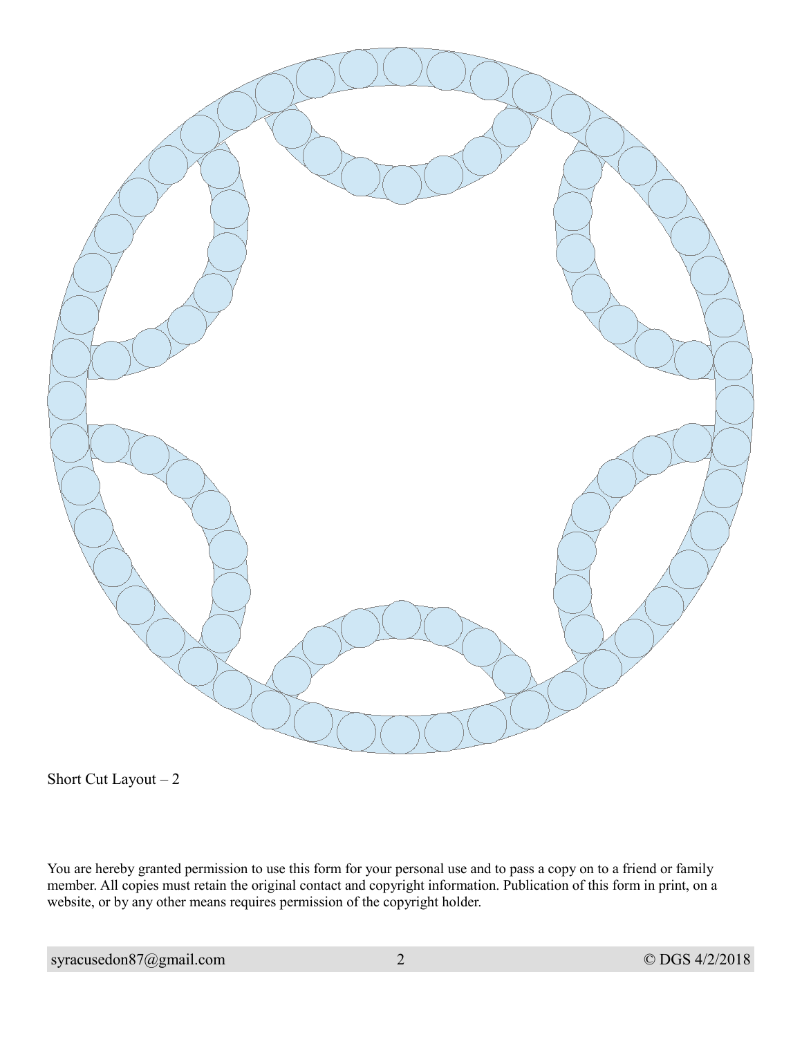Short Cut Layout – 2

You are hereby granted permission to use this form for your personal use and to pass a copy on to a friend or family member. All copies must retain the original contact and copyright information. Publication of this form in print, on a website, or by any other means requires permission of the copyright holder.

syracusedon87@gmail.com © DGS 4/2/2018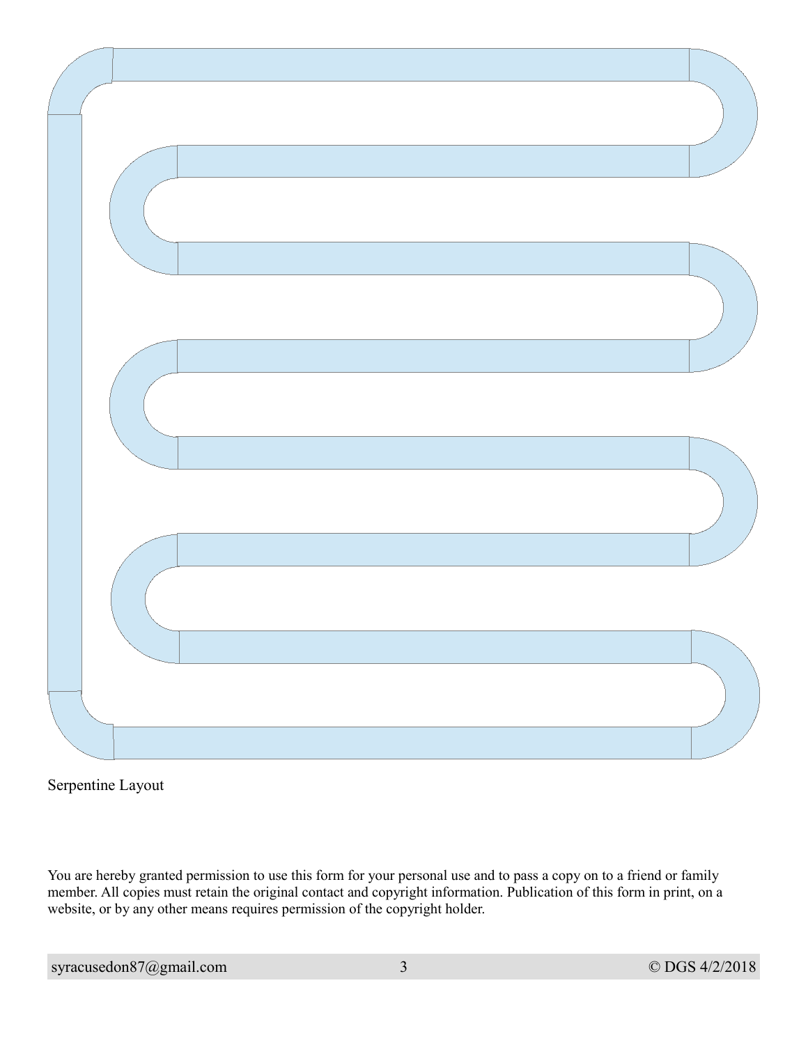Serpentine Layout

You are hereby granted permission to use this form for your personal use and to pass a copy on to a friend or family member. All copies must retain the original contact and copyright information. Publication of this form in print, on a website, or by any other means requires permission of the copyright holder.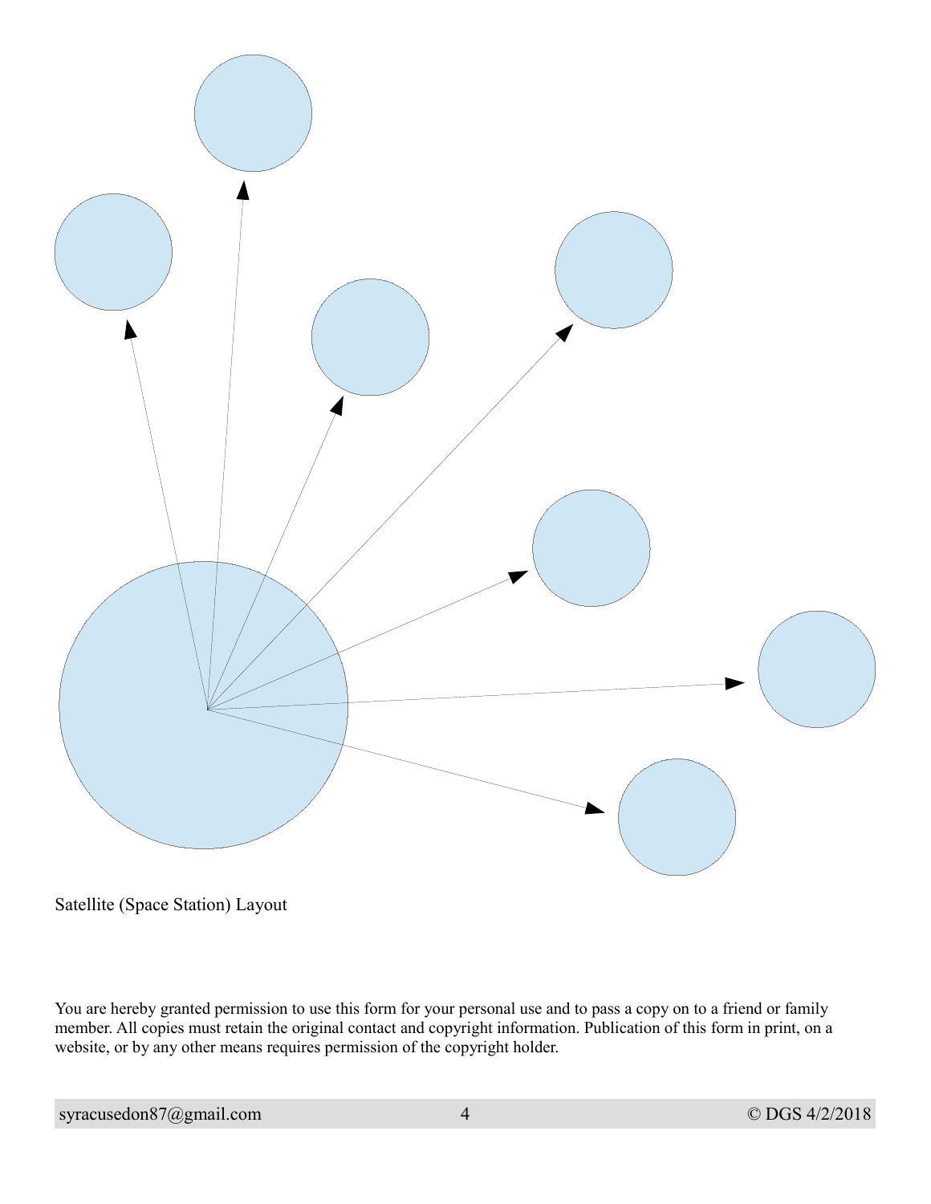Satellite (Space Station) Layout

You are hereby granted permission to use this form for your personal use and to pass a copy on to a friend or family member. All copies must retain the original contact and copyright information. Publication of this form in print, on a website, or by any other means requires permission of the copyright holder.

syracusedon87@gmail.com © DGS 4/2/2018